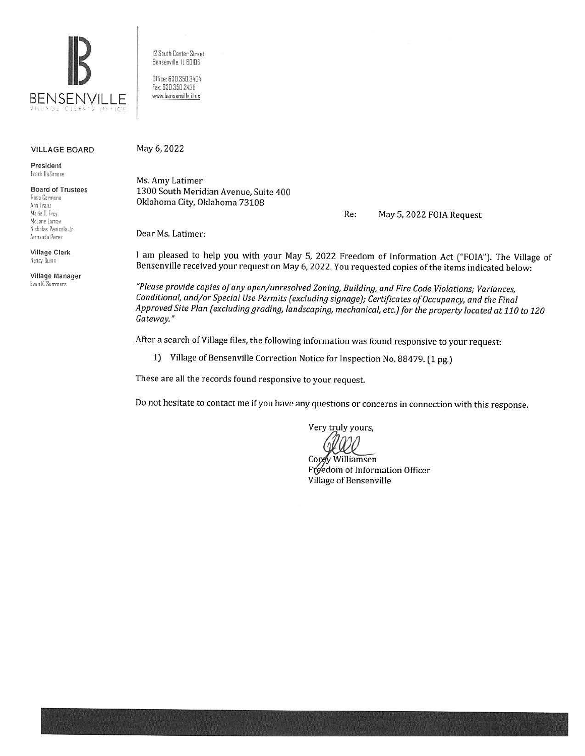# BENSENVILLE

VILLAGE CLERK'S OFFICE

12 South Center Street
Bensenville, IL 60106

Office: 630.350.3404
Fax: 630.350.3438
www.bensenville.il.us

**VILLAGE BOARD**

**President**
Frank DeSimone

**Board of Trustees**
Rosa Carmona
Ann Franz
Marie T. Frey
McLane Lomax
Nicholas Panicola Jr.
Armando Perez

**Village Clerk**
Nancy Dunn

**Village Manager**
Evan K. Summers

May 6, 2022

Ms. Amy Latimer
1300 South Meridian Avenue, Suite 400
Oklahoma City, Oklahoma 73108

Re: May 5, 2022 FOIA Request

Dear Ms. Latimer:

I am pleased to help you with your May 5, 2022 Freedom of Information Act ("FOIA"). The Village of Bensenville received your request on May 6, 2022. You requested copies of the items indicated below:

*"Please provide copies of any open/unresolved Zoning, Building, and Fire Code Violations; Variances, Conditional, and/or Special Use Permits (excluding signage); Certificates of Occupancy, and the Final Approved Site Plan (excluding grading, landscaping, mechanical, etc.) for the property located at 110 to 120 Gateway."*

After a search of Village files, the following information was found responsive to your request:

1) Village of Bensenville Correction Notice for Inspection No. 88479. (1 pg.)

These are all the records found responsive to your request.

Do not hesitate to contact me if you have any questions or concerns in connection with this response.

Very truly yours,

Corey Williamsen
Freedom of Information Officer
Village of Bensenville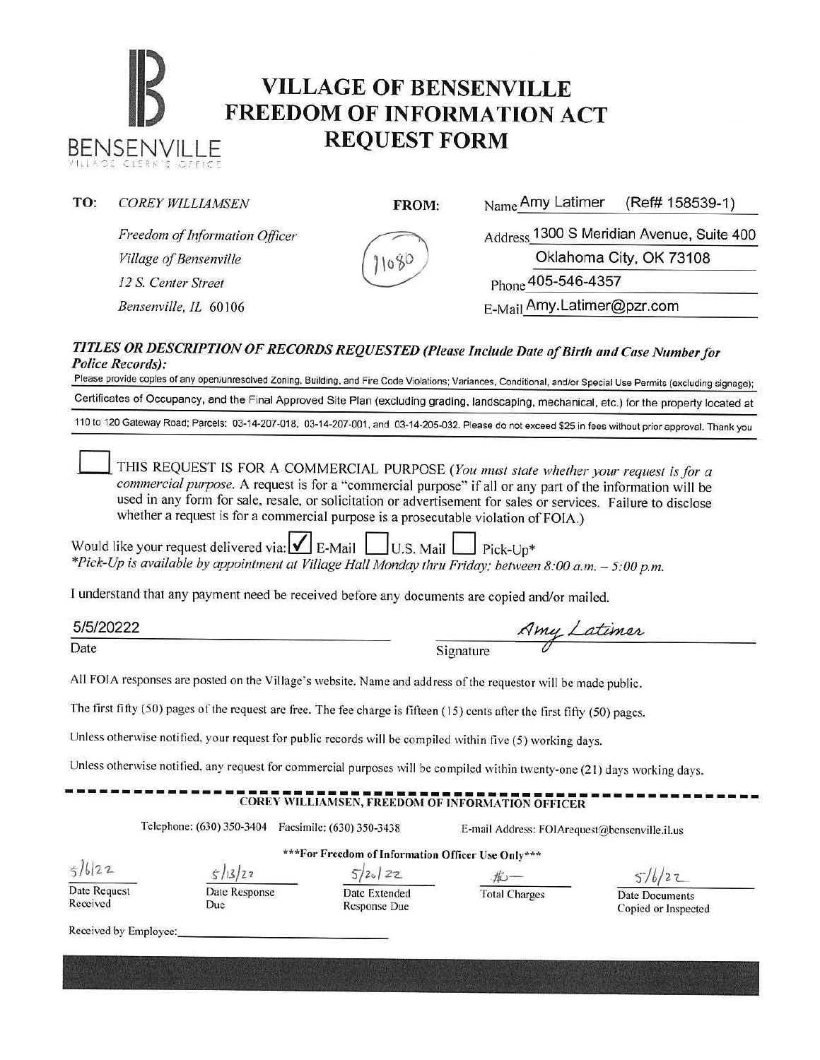# VILLAGE OF BENSENVILLE FREEDOM OF INFORMATION ACT REQUEST FORM

BENSENVILLE
VILLAGE CLERK'S OFFICE

**TO:** *COREY WILLIAMSEN*
*Freedom of Information Officer*
*Village of Bensenville*
*12 S. Center Street*
*Bensenville, IL 60106*

11080

**FROM:**
Name Amy Latimer (Ref# 158539-1)
Address 1300 S Meridian Avenue, Suite 400
Oklahoma City, OK 73108
Phone 405-546-4357
E-Mail Amy.Latimer@pzr.com

***TITLES OR DESCRIPTION OF RECORDS REQUESTED (Please Include Date of Birth and Case Number for Police Records):***

Please provide copies of any open/unresolved Zoning, Building, and Fire Code Violations; Variances, Conditional, and/or Special Use Permits (excluding signage); Certificates of Occupancy, and the Final Approved Site Plan (excluding grading, landscaping, mechanical, etc.) for the property located at 110 to 120 Gateway Road; Parcels: 03-14-207-018, 03-14-207-001, and 03-14-205-032. Please do not exceed $25 in fees without prior approval. Thank you

☐ THIS REQUEST IS FOR A COMMERCIAL PURPOSE (*You must state whether your request is for a commercial purpose.* A request is for a "commercial purpose" if all or any part of the information will be used in any form for sale, resale, or solicitation or advertisement for sales or services. Failure to disclose whether a request is for a commercial purpose is a prosecutable violation of FOIA.)

Would like your request delivered via: ☑ E-Mail ☐ U.S. Mail ☐ Pick-Up*
*\*Pick-Up is available by appointment at Village Hall Monday thru Friday; between 8:00 a.m. – 5:00 p.m.*

I understand that any payment need be received before any documents are copied and/or mailed.

5/5/20222
Date

Amy Latimer
Signature

All FOIA responses are posted on the Village's website. Name and address of the requestor will be made public.

The first fifty (50) pages of the request are free. The fee charge is fifteen (15) cents after the first fifty (50) pages.

Unless otherwise notified, your request for public records will be compiled within five (5) working days.

Unless otherwise notified, any request for commercial purposes will be compiled within twenty-one (21) days working days.

---

**COREY WILLIAMSEN, FREEDOM OF INFORMATION OFFICER**

Telephone: (630) 350-3404 Facsimile: (630) 350-3438 E-mail Address: FOIArequest@bensenville.il.us

***For Freedom of Information Officer Use Only***

| Date Request Received | Date Response Due | Date Extended Response Due | Total Charges | Date Documents Copied or Inspected |
|---|---|---|---|---|
| 5/6/22 | 5/13/22 | 5/20/22 | #0— | 5/6/22 |

Received by Employee: ____________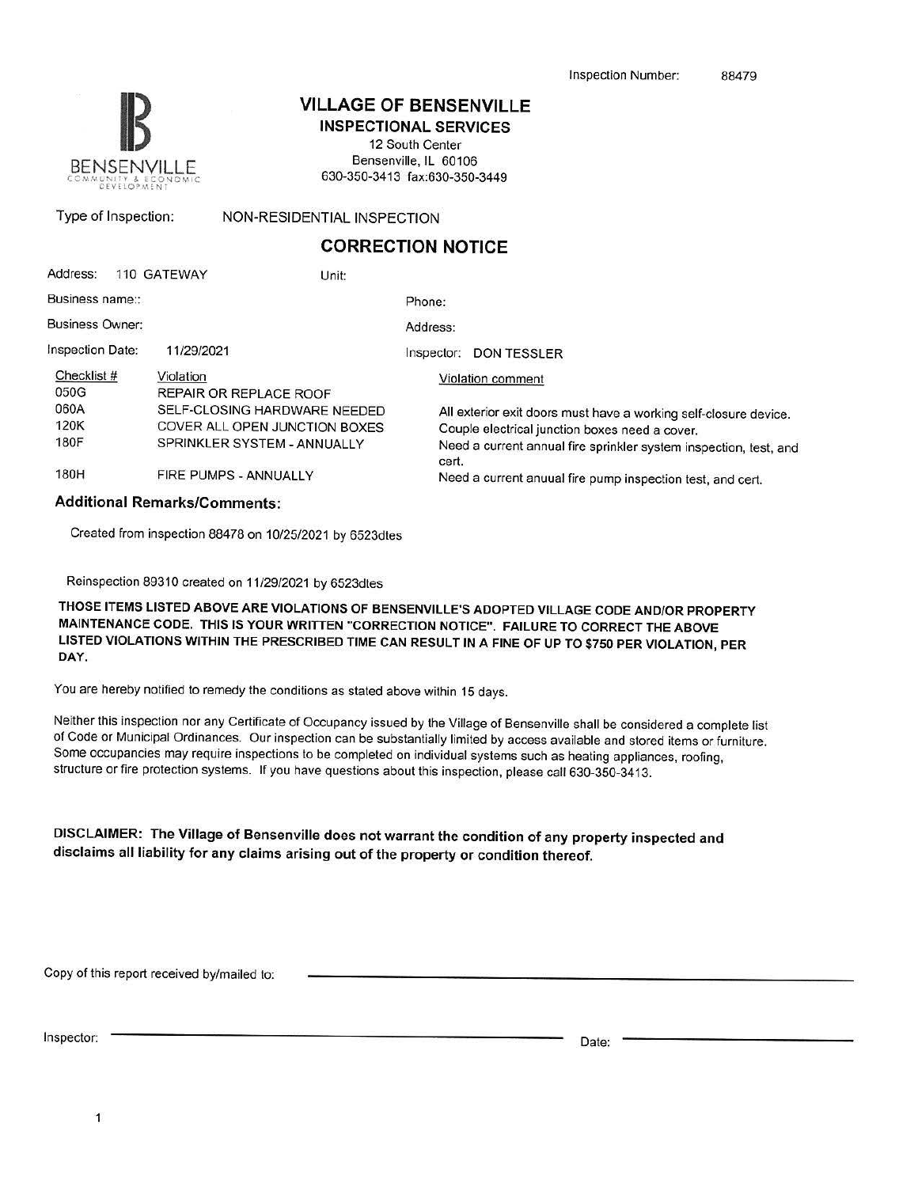Inspection Number: 88479

BENSENVILLE
COMMUNITY & ECONOMIC DEVELOPMENT

# VILLAGE OF BENSENVILLE

## INSPECTIONAL SERVICES

12 South Center
Bensenville, IL 60106
630-350-3413 fax:630-350-3449

Type of Inspection: NON-RESIDENTIAL INSPECTION

## CORRECTION NOTICE

| | | | |
|---|---|---|---|
| Address: | 110 GATEWAY | Unit: | |
| Business name:: | | Phone: | |
| Business Owner: | | Address: | |
| Inspection Date: | 11/29/2021 | Inspector: | DON TESSLER |

| Checklist # | Violation | Violation comment |
|---|---|---|
| 050G | REPAIR OR REPLACE ROOF | |
| 060A | SELF-CLOSING HARDWARE NEEDED | All exterior exit doors must have a working self-closure device. |
| 120K | COVER ALL OPEN JUNCTION BOXES | Couple electrical junction boxes need a cover. |
| 180F | SPRINKLER SYSTEM - ANNUALLY | Need a current annual fire sprinkler system inspection, test, and cert. |
| 180H | FIRE PUMPS - ANNUALLY | Need a current anuual fire pump inspection test, and cert. |

### Additional Remarks/Comments:

Created from inspection 88478 on 10/25/2021 by 6523dtes

Reinspection 89310 created on 11/29/2021 by 6523dtes

**THOSE ITEMS LISTED ABOVE ARE VIOLATIONS OF BENSENVILLE'S ADOPTED VILLAGE CODE AND/OR PROPERTY MAINTENANCE CODE. THIS IS YOUR WRITTEN "CORRECTION NOTICE". FAILURE TO CORRECT THE ABOVE LISTED VIOLATIONS WITHIN THE PRESCRIBED TIME CAN RESULT IN A FINE OF UP TO $750 PER VIOLATION, PER DAY.**

You are hereby notified to remedy the conditions as stated above within 15 days.

Neither this inspection nor any Certificate of Occupancy issued by the Village of Bensenville shall be considered a complete list of Code or Municipal Ordinances. Our inspection can be substantially limited by access available and stored items or furniture. Some occupancies may require inspections to be completed on individual systems such as heating appliances, roofing, structure or fire protection systems. If you have questions about this inspection, please call 630-350-3413.

**DISCLAIMER: The Village of Bensenville does not warrant the condition of any property inspected and disclaims all liability for any claims arising out of the property or condition thereof.**

Copy of this report received by/mailed to: ______________________________

Inspector: ______________________________ Date: ______________________________